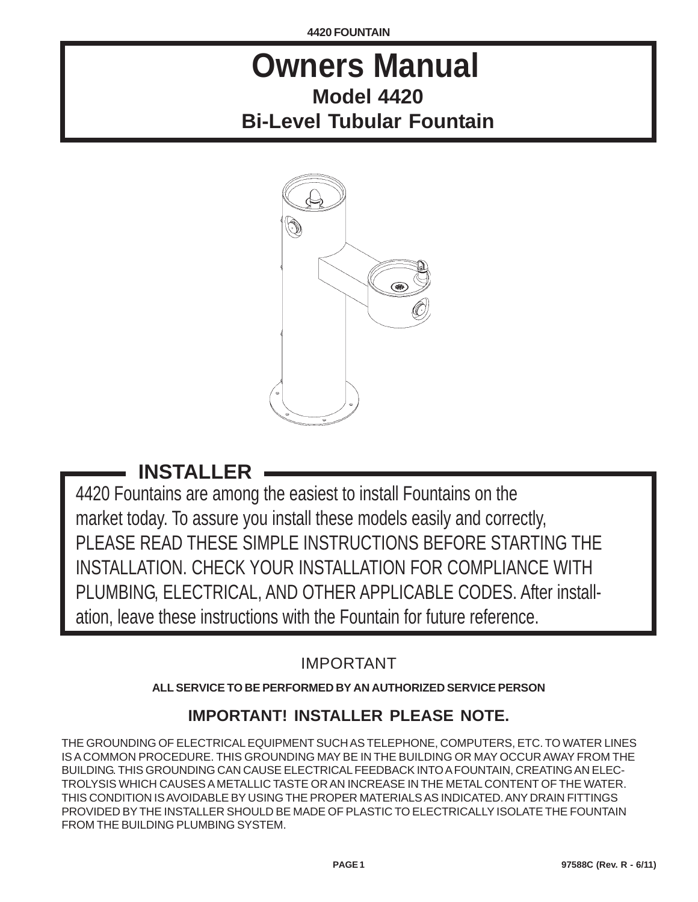# Owners Manual

## Model 4420

## Bi-Level Tubular Fountain

## INSTALLER

4420 Fountains are among the easiest to install Fountains on the market today. To assure you install these models easily and correctly, PLEASE READ THESE SIMPLE INSTRUCTIONS BEFORE STARTING THE INSTALLATION. CHECK YOUR INSTALLATION FOR COMPLIANCE WITH PLUMBING, ELECTRICAL, AND OTHER APPLICABLE CODES. After installation, leave these instructions with the Fountain for future reference.

IMPORTANT

**ALL SERVICE TO BE PERFORMED BY AN AUTHORIZED SERVICE PERSON**

### IMPORTANT! INSTALLER PLEASE NOTE.

THE GROUNDING OF ELECTRICAL EQUIPMENT SUCH AS TELEPHONE, COMPUTERS, ETC. TO WATER LINES IS A COMMON PROCEDURE. THIS GROUNDING MAY BE IN THE BUILDING OR MAY OCCUR AWAY FROM THE BUILDING. THIS GROUNDING CAN CAUSE ELECTRICAL FEEDBACK INTO A FOUNTAIN, CREATING AN ELECTROLYSIS WHICH CAUSES A METALLIC TASTE OR AN INCREASE IN THE METAL CONTENT OF THE WATER. THIS CONDITION IS AVOIDABLE BY USING THE PROPER MATERIALS AS INDICATED. ANY DRAIN FITTINGS PROVIDED BY THE INSTALLER SHOULD BE MADE OF PLASTIC TO ELECTRICALLY ISOLATE THE FOUNTAIN FROM THE BUILDING PLUMBING SYSTEM.

97588C (Rev. R - 6/11)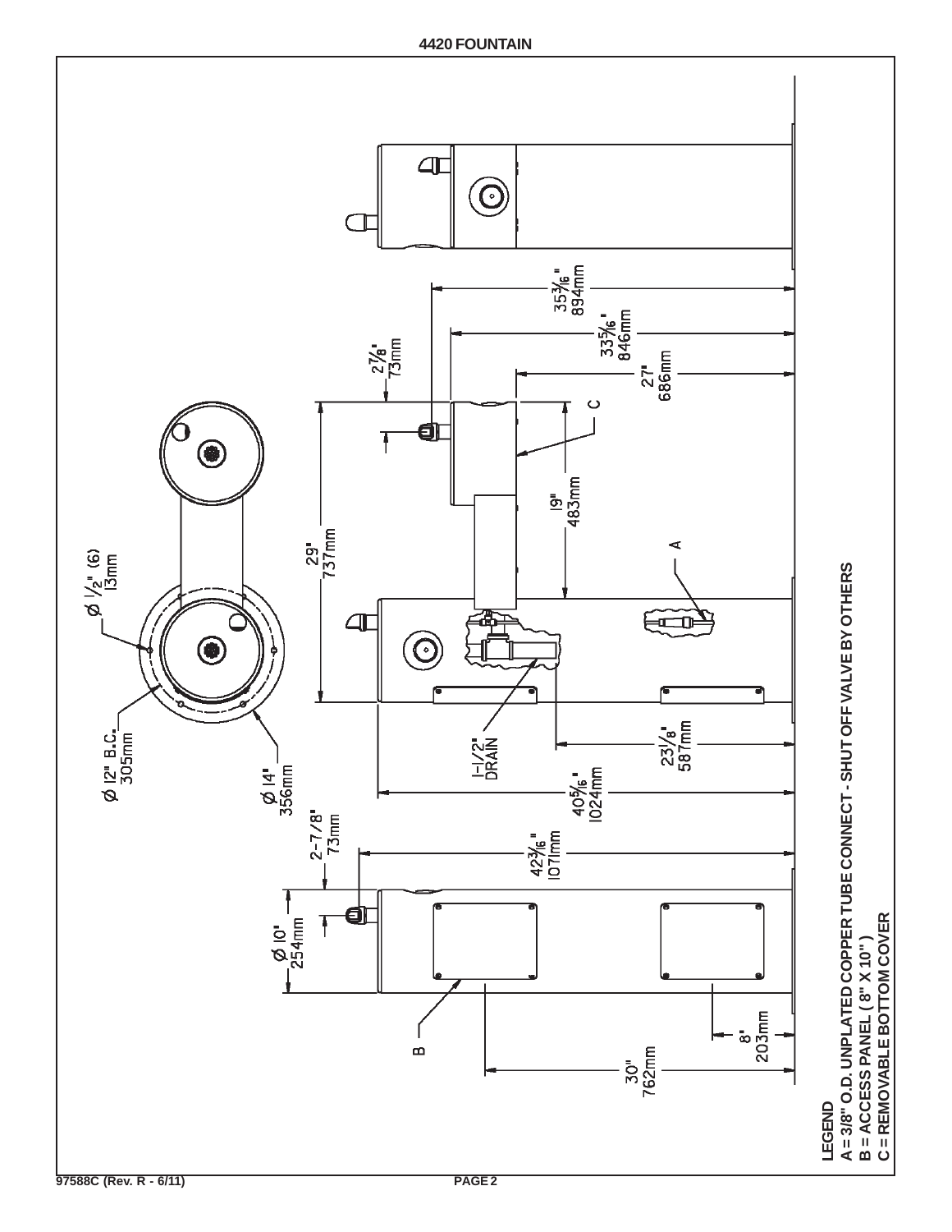# 4420 FOUNTAIN

Ø 1/2" (6) 13mm

Ø 12" B.C. 305mm

Ø 14" 356mm

35 3/16" 894mm

33 5/16" 846mm

27" 686mm

2 7/8" 73mm

29" 737mm

19" 483mm

C

A

1-1/2" DRAIN

23 1/8" 587mm

40 5/16" 1024mm

2-7/8" 73mm

42 3/16" 1071mm

Ø 10" 254mm

B

8" 203mm

30" 762mm

**LEGEND**
**A = 3/8" O.D. UNPLATED COPPER TUBE CONNECT - SHUT OFF VALVE BY OTHERS**
**B = ACCESS PANEL ( 8" X 10" )**
**C = REMOVABLE BOTTOM COVER**

97588C (Rev. R - 6/11)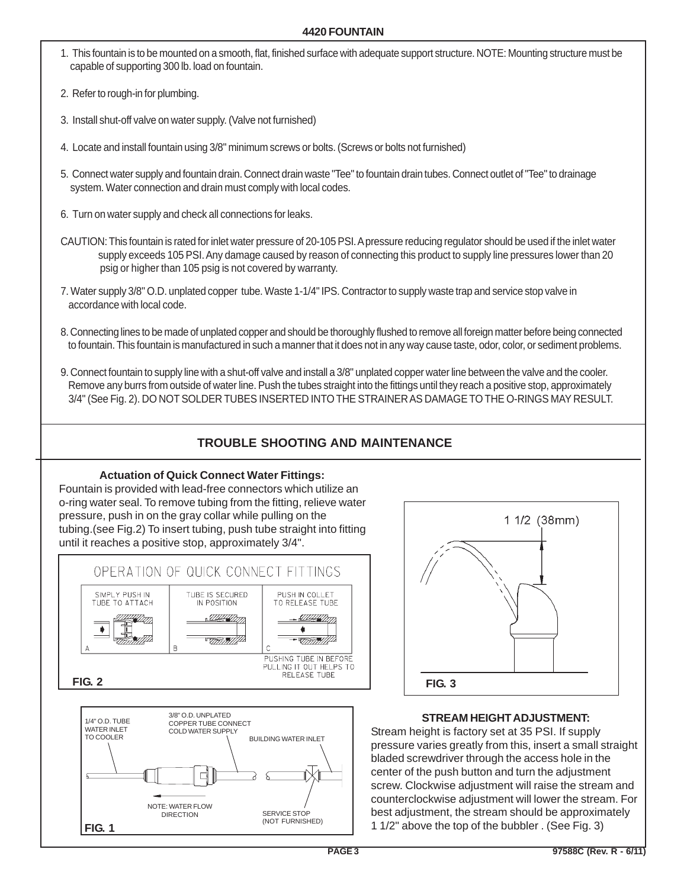## 4420 FOUNTAIN

1. This fountain is to be mounted on a smooth, flat, finished surface with adequate support structure. NOTE: Mounting structure must be capable of supporting 300 lb. load on fountain.
2. Refer to rough-in for plumbing.
3. Install shut-off valve on water supply. (Valve not furnished)
4. Locate and install fountain using 3/8" minimum screws or bolts. (Screws or bolts not furnished)
5. Connect water supply and fountain drain. Connect drain waste "Tee" to fountain drain tubes. Connect outlet of "Tee" to drainage system. Water connection and drain must comply with local codes.
6. Turn on water supply and check all connections for leaks.

CAUTION: This fountain is rated for inlet water pressure of 20-105 PSI. A pressure reducing regulator should be used if the inlet water supply exceeds 105 PSI. Any damage caused by reason of connecting this product to supply line pressures lower than 20 psig or higher than 105 psig is not covered by warranty.

7. Water supply 3/8" O.D. unplated copper tube. Waste 1-1/4" IPS. Contractor to supply waste trap and service stop valve in accordance with local code.
8. Connecting lines to be made of unplated copper and should be thoroughly flushed to remove all foreign matter before being connected to fountain. This fountain is manufactured in such a manner that it does not in any way cause taste, odor, color, or sediment problems.
9. Connect fountain to supply line with a shut-off valve and install a 3/8" unplated copper water line between the valve and the cooler. Remove any burrs from outside of water line. Push the tubes straight into the fittings until they reach a positive stop, approximately 3/4" (See Fig. 2). DO NOT SOLDER TUBES INSERTED INTO THE STRAINER AS DAMAGE TO THE O-RINGS MAY RESULT.

## TROUBLE SHOOTING AND MAINTENANCE

### Actuation of Quick Connect Water Fittings:

Fountain is provided with lead-free connectors which utilize an o-ring water seal. To remove tubing from the fitting, relieve water pressure, push in on the gray collar while pulling on the tubing.(see Fig.2) To insert tubing, push tube straight into fitting until it reaches a positive stop, approximately 3/4".

OPERATION OF QUICK CONNECT FITTINGS

A — SIMPLY PUSH IN TUBE TO ATTACH
B — TUBE IS SECURED IN POSITION
C — PUSH IN COLLET TO RELEASE TUBE

PUSHING TUBE IN BEFORE PULLING IT OUT HELPS TO RELEASE TUBE

**FIG. 2**

1/4" O.D. TUBE WATER INLET TO COOLER
3/8" O.D. UNPLATED COPPER TUBE CONNECT COLD WATER SUPPLY
BUILDING WATER INLET
NOTE: WATER FLOW DIRECTION
SERVICE STOP (NOT FURNISHED)

**FIG. 1**

1 1/2 (38mm)

**FIG. 3**

### STREAM HEIGHT ADJUSTMENT:

Stream height is factory set at 35 PSI. If supply pressure varies greatly from this, insert a small straight bladed screwdriver through the access hole in the center of the push button and turn the adjustment screw. Clockwise adjustment will raise the stream and counterclockwise adjustment will lower the stream. For best adjustment, the stream should be approximately 1 1/2" above the top of the bubbler . (See Fig. 3)

97588C (Rev. R - 6/11)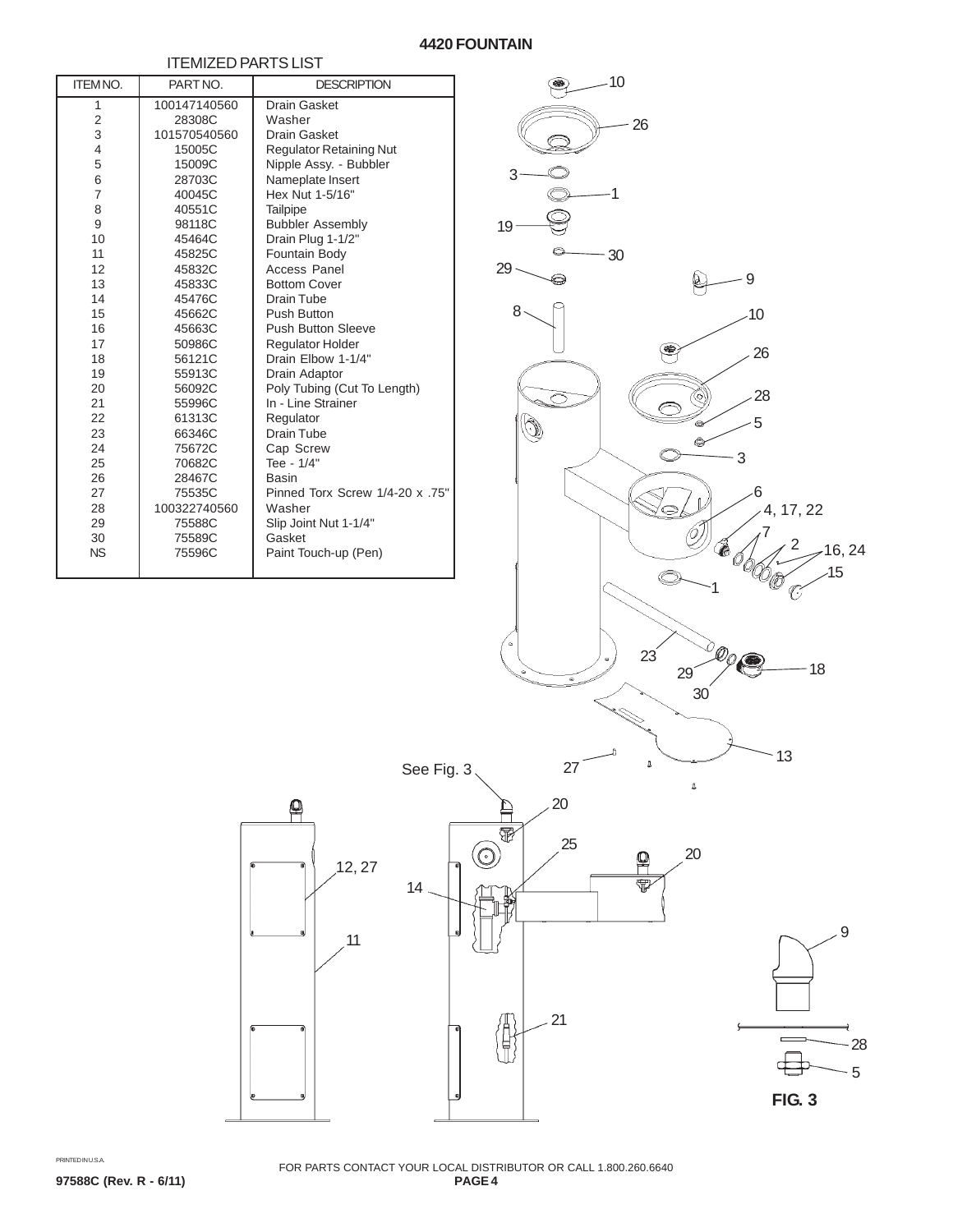# 4420 FOUNTAIN

## ITEMIZED PARTS LIST

| ITEM NO. | PART NO. | DESCRIPTION |
|---|---|---|
| 1 | 100147140560 | Drain Gasket |
| 2 | 28308C | Washer |
| 3 | 101570540560 | Drain Gasket |
| 4 | 15005C | Regulator Retaining Nut |
| 5 | 15009C | Nipple Assy. - Bubbler |
| 6 | 28703C | Nameplate Insert |
| 7 | 40045C | Hex Nut 1-5/16" |
| 8 | 40551C | Tailpipe |
| 9 | 98118C | Bubbler Assembly |
| 10 | 45464C | Drain Plug 1-1/2" |
| 11 | 45825C | Fountain Body |
| 12 | 45832C | Access Panel |
| 13 | 45833C | Bottom Cover |
| 14 | 45476C | Drain Tube |
| 15 | 45662C | Push Button |
| 16 | 45663C | Push Button Sleeve |
| 17 | 50986C | Regulator Holder |
| 18 | 56121C | Drain Elbow 1-1/4" |
| 19 | 55913C | Drain Adaptor |
| 20 | 56092C | Poly Tubing (Cut To Length) |
| 21 | 55996C | In - Line Strainer |
| 22 | 61313C | Regulator |
| 23 | 66346C | Drain Tube |
| 24 | 75672C | Cap Screw |
| 25 | 70682C | Tee - 1/4" |
| 26 | 28467C | Basin |
| 27 | 75535C | Pinned Torx Screw 1/4-20 x .75" |
| 28 | 100322740560 | Washer |
| 29 | 75588C | Slip Joint Nut 1-1/4" |
| 30 | 75589C | Gasket |
| NS | 75596C | Paint Touch-up (Pen) |

10
26
3
1
19
30
29
9
8
10
26
28
5
3
6
4, 17, 22
7
2
16, 24
15
1
23
29
18
30
13
27
See Fig. 3
20
25
20
12, 27
14
11
9
21
28
5

**FIG. 3**

PRINTED IN U.S.A.

FOR PARTS CONTACT YOUR LOCAL DISTRIBUTOR OR CALL 1.800.260.6640

**97588C (Rev. R - 6/11)**